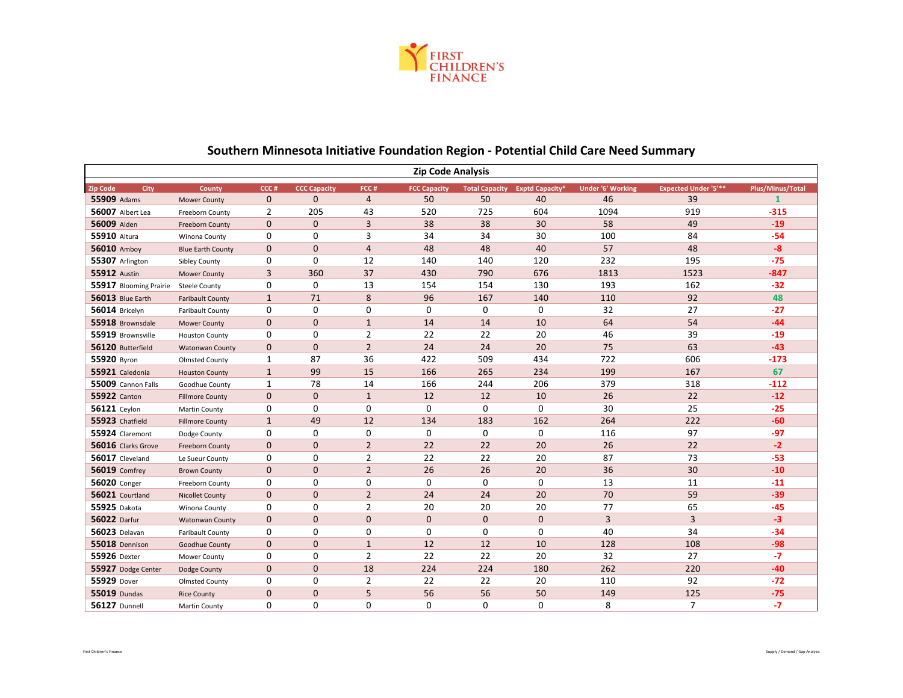FIRST CHILDREN'S FINANCE

# Southern Minnesota Initiative Foundation Region - Potential Child Care Need Summary

## Zip Code Analysis

| Zip Code | City | County | CCC # | CCC Capacity | FCC # | FCC Capacity | Total Capacity | Exptd Capacity* | Under '6' Working | Expected Under '5'** | Plus/Minus/Total |
|---|---|---|---|---|---|---|---|---|---|---|---|
| **55909** | Adams | Mower County | 0 | 0 | 4 | 50 | 50 | 40 | 46 | 39 | 1 |
| **56007** | Albert Lea | Freeborn County | 2 | 205 | 43 | 520 | 725 | 604 | 1094 | 919 | -315 |
| **56009** | Alden | Freeborn County | 0 | 0 | 3 | 38 | 38 | 30 | 58 | 49 | -19 |
| **55910** | Altura | Winona County | 0 | 0 | 3 | 34 | 34 | 30 | 100 | 84 | -54 |
| **56010** | Amboy | Blue Earth County | 0 | 0 | 4 | 48 | 48 | 40 | 57 | 48 | -8 |
| **55307** | Arlington | Sibley County | 0 | 0 | 12 | 140 | 140 | 120 | 232 | 195 | -75 |
| **55912** | Austin | Mower County | 3 | 360 | 37 | 430 | 790 | 676 | 1813 | 1523 | -847 |
| **55917** | Blooming Prairie | Steele County | 0 | 0 | 13 | 154 | 154 | 130 | 193 | 162 | -32 |
| **56013** | Blue Earth | Faribault County | 1 | 71 | 8 | 96 | 167 | 140 | 110 | 92 | 48 |
| **56014** | Bricelyn | Faribault County | 0 | 0 | 0 | 0 | 0 | 0 | 32 | 27 | -27 |
| **55918** | Brownsdale | Mower County | 0 | 0 | 1 | 14 | 14 | 10 | 64 | 54 | -44 |
| **55919** | Brownsville | Houston County | 0 | 0 | 2 | 22 | 22 | 20 | 46 | 39 | -19 |
| **56120** | Butterfield | Watonwan County | 0 | 0 | 2 | 24 | 24 | 20 | 75 | 63 | -43 |
| **55920** | Byron | Olmsted County | 1 | 87 | 36 | 422 | 509 | 434 | 722 | 606 | -173 |
| **55921** | Caledonia | Houston County | 1 | 99 | 15 | 166 | 265 | 234 | 199 | 167 | 67 |
| **55009** | Cannon Falls | Goodhue County | 1 | 78 | 14 | 166 | 244 | 206 | 379 | 318 | -112 |
| **55922** | Canton | Fillmore County | 0 | 0 | 1 | 12 | 12 | 10 | 26 | 22 | -12 |
| **56121** | Ceylon | Martin County | 0 | 0 | 0 | 0 | 0 | 0 | 30 | 25 | -25 |
| **55923** | Chatfield | Fillmore County | 1 | 49 | 12 | 134 | 183 | 162 | 264 | 222 | -60 |
| **55924** | Claremont | Dodge County | 0 | 0 | 0 | 0 | 0 | 0 | 116 | 97 | -97 |
| **56016** | Clarks Grove | Freeborn County | 0 | 0 | 2 | 22 | 22 | 20 | 26 | 22 | -2 |
| **56017** | Cleveland | Le Sueur County | 0 | 0 | 2 | 22 | 22 | 20 | 87 | 73 | -53 |
| **56019** | Comfrey | Brown County | 0 | 0 | 2 | 26 | 26 | 20 | 36 | 30 | -10 |
| **56020** | Conger | Freeborn County | 0 | 0 | 0 | 0 | 0 | 0 | 13 | 11 | -11 |
| **56021** | Courtland | Nicollet County | 0 | 0 | 2 | 24 | 24 | 20 | 70 | 59 | -39 |
| **55925** | Dakota | Winona County | 0 | 0 | 2 | 20 | 20 | 20 | 77 | 65 | -45 |
| **56022** | Darfur | Watonwan County | 0 | 0 | 0 | 0 | 0 | 0 | 3 | 3 | -3 |
| **56023** | Delavan | Faribault County | 0 | 0 | 0 | 0 | 0 | 0 | 40 | 34 | -34 |
| **55018** | Dennison | Goodhue County | 0 | 0 | 1 | 12 | 12 | 10 | 128 | 108 | -98 |
| **55926** | Dexter | Mower County | 0 | 0 | 2 | 22 | 22 | 20 | 32 | 27 | -7 |
| **55927** | Dodge Center | Dodge County | 0 | 0 | 18 | 224 | 224 | 180 | 262 | 220 | -40 |
| **55929** | Dover | Olmsted County | 0 | 0 | 2 | 22 | 22 | 20 | 110 | 92 | -72 |
| **55019** | Dundas | Rice County | 0 | 0 | 5 | 56 | 56 | 50 | 149 | 125 | -75 |
| **56127** | Dunnell | Martin County | 0 | 0 | 0 | 0 | 0 | 0 | 8 | 7 | -7 |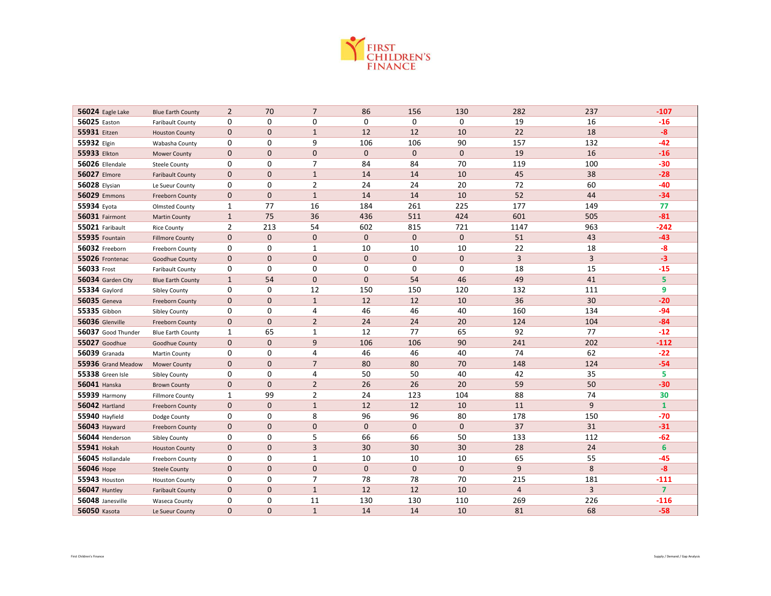| | | | | | | | | | |
|---|---|---|---|---|---|---|---|---|---|
| **56024** Eagle Lake | Blue Earth County | 2 | 70 | 7 | 86 | 156 | 130 | 282 | 237 | -107 |
| **56025** Easton | Faribault County | 0 | 0 | 0 | 0 | 0 | 0 | 19 | 16 | -16 |
| **55931** Eitzen | Houston County | 0 | 0 | 1 | 12 | 12 | 10 | 22 | 18 | -8 |
| **55932** Elgin | Wabasha County | 0 | 0 | 9 | 106 | 106 | 90 | 157 | 132 | -42 |
| **55933** Elkton | Mower County | 0 | 0 | 0 | 0 | 0 | 0 | 19 | 16 | -16 |
| **56026** Ellendale | Steele County | 0 | 0 | 7 | 84 | 84 | 70 | 119 | 100 | -30 |
| **56027** Elmore | Faribault County | 0 | 0 | 1 | 14 | 14 | 10 | 45 | 38 | -28 |
| **56028** Elysian | Le Sueur County | 0 | 0 | 2 | 24 | 24 | 20 | 72 | 60 | -40 |
| **56029** Emmons | Freeborn County | 0 | 0 | 1 | 14 | 14 | 10 | 52 | 44 | -34 |
| **55934** Eyota | Olmsted County | 1 | 77 | 16 | 184 | 261 | 225 | 177 | 149 | 77 |
| **56031** Fairmont | Martin County | 1 | 75 | 36 | 436 | 511 | 424 | 601 | 505 | -81 |
| **55021** Faribault | Rice County | 2 | 213 | 54 | 602 | 815 | 721 | 1147 | 963 | -242 |
| **55935** Fountain | Fillmore County | 0 | 0 | 0 | 0 | 0 | 0 | 51 | 43 | -43 |
| **56032** Freeborn | Freeborn County | 0 | 0 | 1 | 10 | 10 | 10 | 22 | 18 | -8 |
| **55026** Frontenac | Goodhue County | 0 | 0 | 0 | 0 | 0 | 0 | 3 | 3 | -3 |
| **56033** Frost | Faribault County | 0 | 0 | 0 | 0 | 0 | 0 | 18 | 15 | -15 |
| **56034** Garden City | Blue Earth County | 1 | 54 | 0 | 0 | 54 | 46 | 49 | 41 | 5 |
| **55334** Gaylord | Sibley County | 0 | 0 | 12 | 150 | 150 | 120 | 132 | 111 | 9 |
| **56035** Geneva | Freeborn County | 0 | 0 | 1 | 12 | 12 | 10 | 36 | 30 | -20 |
| **55335** Gibbon | Sibley County | 0 | 0 | 4 | 46 | 46 | 40 | 160 | 134 | -94 |
| **56036** Glenville | Freeborn County | 0 | 0 | 2 | 24 | 24 | 20 | 124 | 104 | -84 |
| **56037** Good Thunder | Blue Earth County | 1 | 65 | 1 | 12 | 77 | 65 | 92 | 77 | -12 |
| **55027** Goodhue | Goodhue County | 0 | 0 | 9 | 106 | 106 | 90 | 241 | 202 | -112 |
| **56039** Granada | Martin County | 0 | 0 | 4 | 46 | 46 | 40 | 74 | 62 | -22 |
| **55936** Grand Meadow | Mower County | 0 | 0 | 7 | 80 | 80 | 70 | 148 | 124 | -54 |
| **55338** Green Isle | Sibley County | 0 | 0 | 4 | 50 | 50 | 40 | 42 | 35 | 5 |
| **56041** Hanska | Brown County | 0 | 0 | 2 | 26 | 26 | 20 | 59 | 50 | -30 |
| **55939** Harmony | Fillmore County | 1 | 99 | 2 | 24 | 123 | 104 | 88 | 74 | 30 |
| **56042** Hartland | Freeborn County | 0 | 0 | 1 | 12 | 12 | 10 | 11 | 9 | 1 |
| **55940** Hayfield | Dodge County | 0 | 0 | 8 | 96 | 96 | 80 | 178 | 150 | -70 |
| **56043** Hayward | Freeborn County | 0 | 0 | 0 | 0 | 0 | 0 | 37 | 31 | -31 |
| **56044** Henderson | Sibley County | 0 | 0 | 5 | 66 | 66 | 50 | 133 | 112 | -62 |
| **55941** Hokah | Houston County | 0 | 0 | 3 | 30 | 30 | 30 | 28 | 24 | 6 |
| **56045** Hollandale | Freeborn County | 0 | 0 | 1 | 10 | 10 | 10 | 65 | 55 | -45 |
| **56046** Hope | Steele County | 0 | 0 | 0 | 0 | 0 | 0 | 9 | 8 | -8 |
| **55943** Houston | Houston County | 0 | 0 | 7 | 78 | 78 | 70 | 215 | 181 | -111 |
| **56047** Huntley | Faribault County | 0 | 0 | 1 | 12 | 12 | 10 | 4 | 3 | 7 |
| **56048** Janesville | Waseca County | 0 | 0 | 11 | 130 | 130 | 110 | 269 | 226 | -116 |
| **56050** Kasota | Le Sueur County | 0 | 0 | 1 | 14 | 14 | 10 | 81 | 68 | -58 |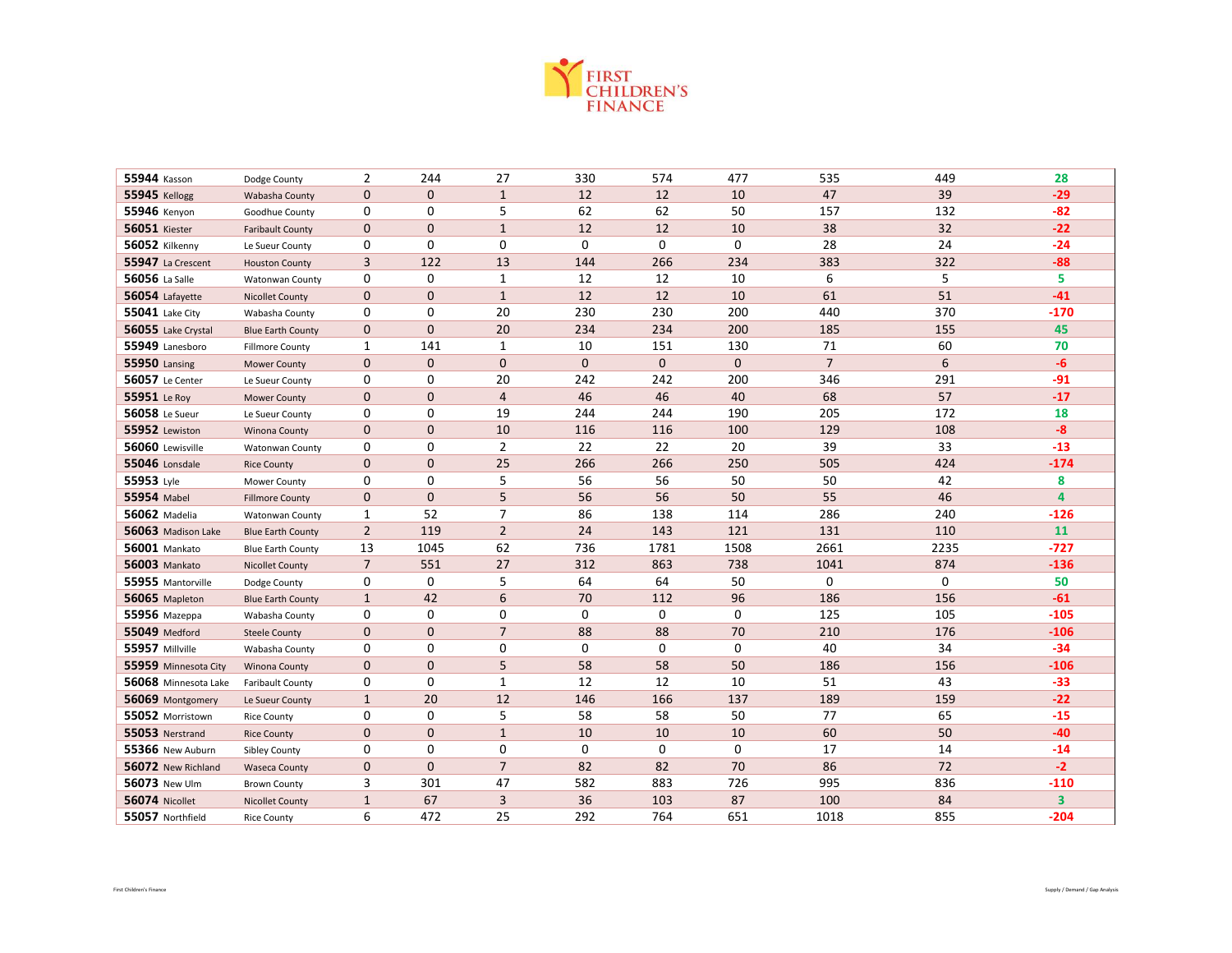| | | | | | | | | | | |
|---|---|---|---|---|---|---|---|---|---|---|
| **55944** Kasson | Dodge County | 2 | 244 | 27 | 330 | 574 | 477 | 535 | 449 | 28 |
| **55945** Kellogg | Wabasha County | 0 | 0 | 1 | 12 | 12 | 10 | 47 | 39 | -29 |
| **55946** Kenyon | Goodhue County | 0 | 0 | 5 | 62 | 62 | 50 | 157 | 132 | -82 |
| **56051** Kiester | Faribault County | 0 | 0 | 1 | 12 | 12 | 10 | 38 | 32 | -22 |
| **56052** Kilkenny | Le Sueur County | 0 | 0 | 0 | 0 | 0 | 0 | 28 | 24 | -24 |
| **55947** La Crescent | Houston County | 3 | 122 | 13 | 144 | 266 | 234 | 383 | 322 | -88 |
| **56056** La Salle | Watonwan County | 0 | 0 | 1 | 12 | 12 | 10 | 6 | 5 | 5 |
| **56054** Lafayette | Nicollet County | 0 | 0 | 1 | 12 | 12 | 10 | 61 | 51 | -41 |
| **55041** Lake City | Wabasha County | 0 | 0 | 20 | 230 | 230 | 200 | 440 | 370 | -170 |
| **56055** Lake Crystal | Blue Earth County | 0 | 0 | 20 | 234 | 234 | 200 | 185 | 155 | 45 |
| **55949** Lanesboro | Fillmore County | 1 | 141 | 1 | 10 | 151 | 130 | 71 | 60 | 70 |
| **55950** Lansing | Mower County | 0 | 0 | 0 | 0 | 0 | 0 | 7 | 6 | -6 |
| **56057** Le Center | Le Sueur County | 0 | 0 | 20 | 242 | 242 | 200 | 346 | 291 | -91 |
| **55951** Le Roy | Mower County | 0 | 0 | 4 | 46 | 46 | 40 | 68 | 57 | -17 |
| **56058** Le Sueur | Le Sueur County | 0 | 0 | 19 | 244 | 244 | 190 | 205 | 172 | 18 |
| **55952** Lewiston | Winona County | 0 | 0 | 10 | 116 | 116 | 100 | 129 | 108 | -8 |
| **56060** Lewisville | Watonwan County | 0 | 0 | 2 | 22 | 22 | 20 | 39 | 33 | -13 |
| **55046** Lonsdale | Rice County | 0 | 0 | 25 | 266 | 266 | 250 | 505 | 424 | -174 |
| **55953** Lyle | Mower County | 0 | 0 | 5 | 56 | 56 | 50 | 50 | 42 | 8 |
| **55954** Mabel | Fillmore County | 0 | 0 | 5 | 56 | 56 | 50 | 55 | 46 | 4 |
| **56062** Madelia | Watonwan County | 1 | 52 | 7 | 86 | 138 | 114 | 286 | 240 | -126 |
| **56063** Madison Lake | Blue Earth County | 2 | 119 | 2 | 24 | 143 | 121 | 131 | 110 | 11 |
| **56001** Mankato | Blue Earth County | 13 | 1045 | 62 | 736 | 1781 | 1508 | 2661 | 2235 | -727 |
| **56003** Mankato | Nicollet County | 7 | 551 | 27 | 312 | 863 | 738 | 1041 | 874 | -136 |
| **55955** Mantorville | Dodge County | 0 | 0 | 5 | 64 | 64 | 50 | 0 | 0 | 50 |
| **56065** Mapleton | Blue Earth County | 1 | 42 | 6 | 70 | 112 | 96 | 186 | 156 | -61 |
| **55956** Mazeppa | Wabasha County | 0 | 0 | 0 | 0 | 0 | 0 | 125 | 105 | -105 |
| **55049** Medford | Steele County | 0 | 0 | 7 | 88 | 88 | 70 | 210 | 176 | -106 |
| **55957** Millville | Wabasha County | 0 | 0 | 0 | 0 | 0 | 0 | 40 | 34 | -34 |
| **55959** Minnesota City | Winona County | 0 | 0 | 5 | 58 | 58 | 50 | 186 | 156 | -106 |
| **56068** Minnesota Lake | Faribault County | 0 | 0 | 1 | 12 | 12 | 10 | 51 | 43 | -33 |
| **56069** Montgomery | Le Sueur County | 1 | 20 | 12 | 146 | 166 | 137 | 189 | 159 | -22 |
| **55052** Morristown | Rice County | 0 | 0 | 5 | 58 | 58 | 50 | 77 | 65 | -15 |
| **55053** Nerstrand | Rice County | 0 | 0 | 1 | 10 | 10 | 10 | 60 | 50 | -40 |
| **55366** New Auburn | Sibley County | 0 | 0 | 0 | 0 | 0 | 0 | 17 | 14 | -14 |
| **56072** New Richland | Waseca County | 0 | 0 | 7 | 82 | 82 | 70 | 86 | 72 | -2 |
| **56073** New Ulm | Brown County | 3 | 301 | 47 | 582 | 883 | 726 | 995 | 836 | -110 |
| **56074** Nicollet | Nicollet County | 1 | 67 | 3 | 36 | 103 | 87 | 100 | 84 | 3 |
| **55057** Northfield | Rice County | 6 | 472 | 25 | 292 | 764 | 651 | 1018 | 855 | -204 |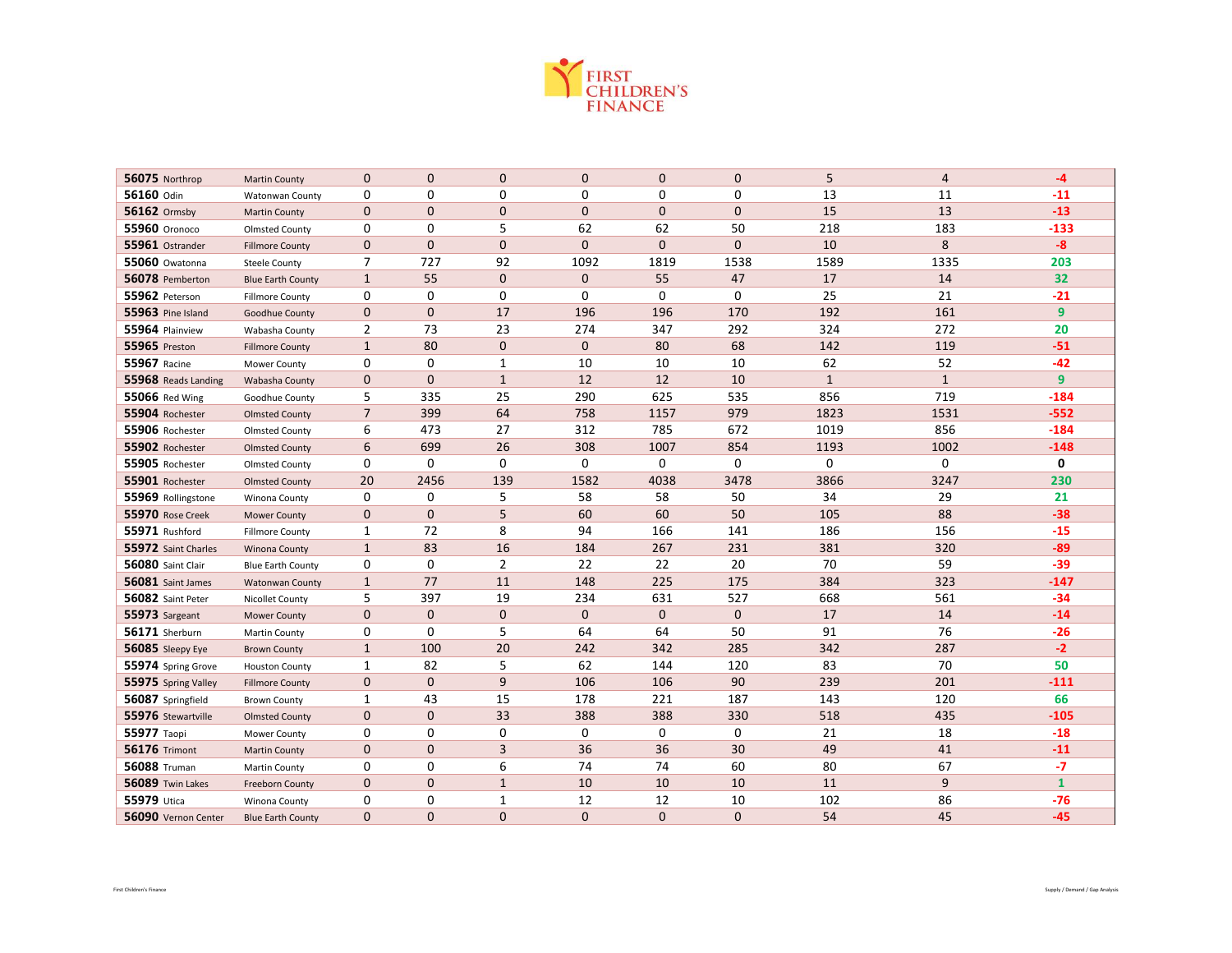| | | | | | | | | | |
|---|---|---|---|---|---|---|---|---|---|
| **56075** Northrop | Martin County | 0 | 0 | 0 | 0 | 0 | 0 | 5 | 4 | -4 |
| **56160** Odin | Watonwan County | 0 | 0 | 0 | 0 | 0 | 0 | 13 | 11 | -11 |
| **56162** Ormsby | Martin County | 0 | 0 | 0 | 0 | 0 | 0 | 15 | 13 | -13 |
| **55960** Oronoco | Olmsted County | 0 | 0 | 5 | 62 | 62 | 50 | 218 | 183 | -133 |
| **55961** Ostrander | Fillmore County | 0 | 0 | 0 | 0 | 0 | 0 | 10 | 8 | -8 |
| **55060** Owatonna | Steele County | 7 | 727 | 92 | 1092 | 1819 | 1538 | 1589 | 1335 | 203 |
| **56078** Pemberton | Blue Earth County | 1 | 55 | 0 | 0 | 55 | 47 | 17 | 14 | 32 |
| **55962** Peterson | Fillmore County | 0 | 0 | 0 | 0 | 0 | 0 | 25 | 21 | -21 |
| **55963** Pine Island | Goodhue County | 0 | 0 | 17 | 196 | 196 | 170 | 192 | 161 | 9 |
| **55964** Plainview | Wabasha County | 2 | 73 | 23 | 274 | 347 | 292 | 324 | 272 | 20 |
| **55965** Preston | Fillmore County | 1 | 80 | 0 | 0 | 80 | 68 | 142 | 119 | -51 |
| **55967** Racine | Mower County | 0 | 0 | 1 | 10 | 10 | 10 | 62 | 52 | -42 |
| **55968** Reads Landing | Wabasha County | 0 | 0 | 1 | 12 | 12 | 10 | 1 | 1 | 9 |
| **55066** Red Wing | Goodhue County | 5 | 335 | 25 | 290 | 625 | 535 | 856 | 719 | -184 |
| **55904** Rochester | Olmsted County | 7 | 399 | 64 | 758 | 1157 | 979 | 1823 | 1531 | -552 |
| **55906** Rochester | Olmsted County | 6 | 473 | 27 | 312 | 785 | 672 | 1019 | 856 | -184 |
| **55902** Rochester | Olmsted County | 6 | 699 | 26 | 308 | 1007 | 854 | 1193 | 1002 | -148 |
| **55905** Rochester | Olmsted County | 0 | 0 | 0 | 0 | 0 | 0 | 0 | 0 | 0 |
| **55901** Rochester | Olmsted County | 20 | 2456 | 139 | 1582 | 4038 | 3478 | 3866 | 3247 | 230 |
| **55969** Rollingstone | Winona County | 0 | 0 | 5 | 58 | 58 | 50 | 34 | 29 | 21 |
| **55970** Rose Creek | Mower County | 0 | 0 | 5 | 60 | 60 | 50 | 105 | 88 | -38 |
| **55971** Rushford | Fillmore County | 1 | 72 | 8 | 94 | 166 | 141 | 186 | 156 | -15 |
| **55972** Saint Charles | Winona County | 1 | 83 | 16 | 184 | 267 | 231 | 381 | 320 | -89 |
| **56080** Saint Clair | Blue Earth County | 0 | 0 | 2 | 22 | 22 | 20 | 70 | 59 | -39 |
| **56081** Saint James | Watonwan County | 1 | 77 | 11 | 148 | 225 | 175 | 384 | 323 | -147 |
| **56082** Saint Peter | Nicollet County | 5 | 397 | 19 | 234 | 631 | 527 | 668 | 561 | -34 |
| **55973** Sargeant | Mower County | 0 | 0 | 0 | 0 | 0 | 0 | 17 | 14 | -14 |
| **56171** Sherburn | Martin County | 0 | 0 | 5 | 64 | 64 | 50 | 91 | 76 | -26 |
| **56085** Sleepy Eye | Brown County | 1 | 100 | 20 | 242 | 342 | 285 | 342 | 287 | -2 |
| **55974** Spring Grove | Houston County | 1 | 82 | 5 | 62 | 144 | 120 | 83 | 70 | 50 |
| **55975** Spring Valley | Fillmore County | 0 | 0 | 9 | 106 | 106 | 90 | 239 | 201 | -111 |
| **56087** Springfield | Brown County | 1 | 43 | 15 | 178 | 221 | 187 | 143 | 120 | 66 |
| **55976** Stewartville | Olmsted County | 0 | 0 | 33 | 388 | 388 | 330 | 518 | 435 | -105 |
| **55977** Taopi | Mower County | 0 | 0 | 0 | 0 | 0 | 0 | 21 | 18 | -18 |
| **56176** Trimont | Martin County | 0 | 0 | 3 | 36 | 36 | 30 | 49 | 41 | -11 |
| **56088** Truman | Martin County | 0 | 0 | 6 | 74 | 74 | 60 | 80 | 67 | -7 |
| **56089** Twin Lakes | Freeborn County | 0 | 0 | 1 | 10 | 10 | 10 | 11 | 9 | 1 |
| **55979** Utica | Winona County | 0 | 0 | 1 | 12 | 12 | 10 | 102 | 86 | -76 |
| **56090** Vernon Center | Blue Earth County | 0 | 0 | 0 | 0 | 0 | 0 | 54 | 45 | -45 |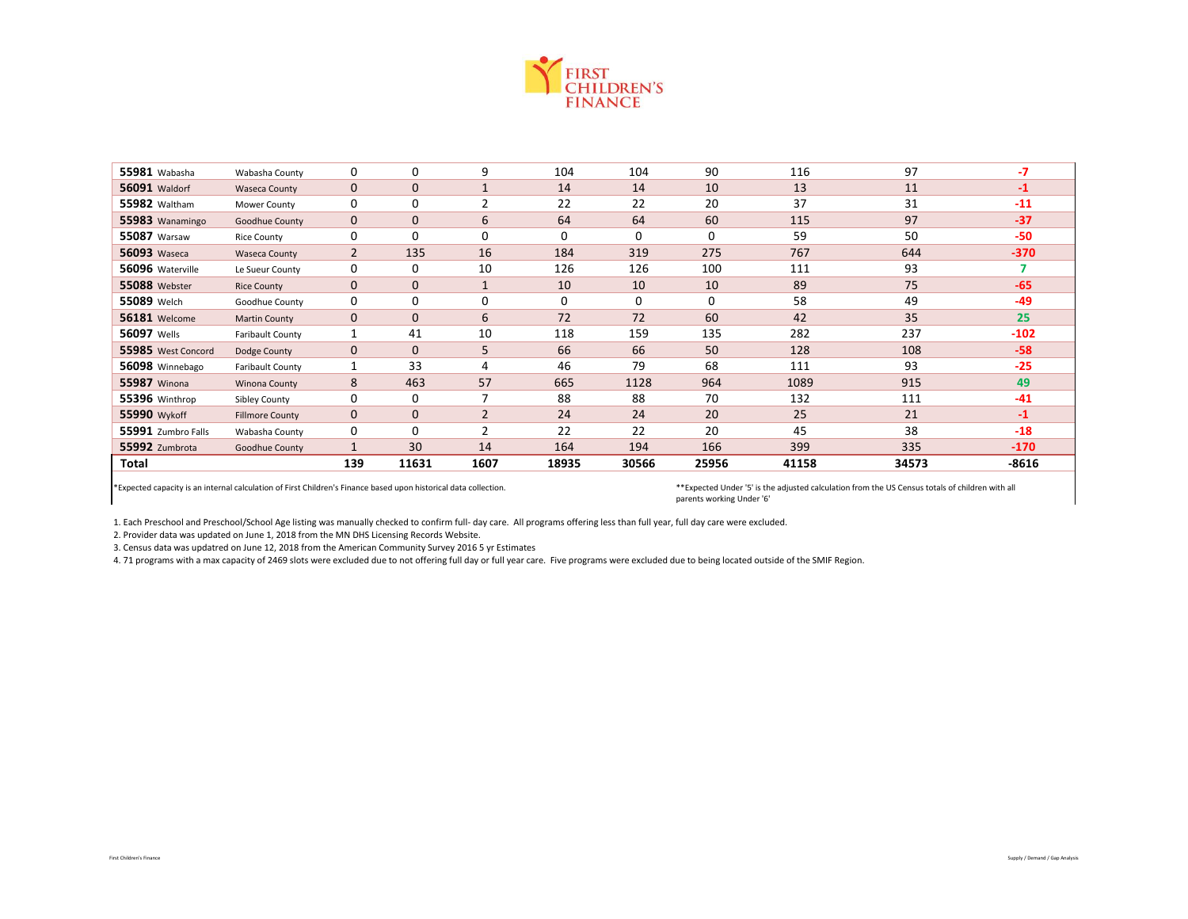FIRST CHILDREN'S FINANCE

| | | | | | | | | | | |
|---|---|---|---|---|---|---|---|---|---|---|
| **55981** Wabasha | Wabasha County | 0 | 0 | 9 | 104 | 104 | 90 | 116 | 97 | -7 |
| **56091** Waldorf | Waseca County | 0 | 0 | 1 | 14 | 14 | 10 | 13 | 11 | -1 |
| **55982** Waltham | Mower County | 0 | 0 | 2 | 22 | 22 | 20 | 37 | 31 | -11 |
| **55983** Wanamingo | Goodhue County | 0 | 0 | 6 | 64 | 64 | 60 | 115 | 97 | -37 |
| **55087** Warsaw | Rice County | 0 | 0 | 0 | 0 | 0 | 0 | 59 | 50 | -50 |
| **56093** Waseca | Waseca County | 2 | 135 | 16 | 184 | 319 | 275 | 767 | 644 | -370 |
| **56096** Waterville | Le Sueur County | 0 | 0 | 10 | 126 | 126 | 100 | 111 | 93 | 7 |
| **55088** Webster | Rice County | 0 | 0 | 1 | 10 | 10 | 10 | 89 | 75 | -65 |
| **55089** Welch | Goodhue County | 0 | 0 | 0 | 0 | 0 | 0 | 58 | 49 | -49 |
| **56181** Welcome | Martin County | 0 | 0 | 6 | 72 | 72 | 60 | 42 | 35 | 25 |
| **56097** Wells | Faribault County | 1 | 41 | 10 | 118 | 159 | 135 | 282 | 237 | -102 |
| **55985** West Concord | Dodge County | 0 | 0 | 5 | 66 | 66 | 50 | 128 | 108 | -58 |
| **56098** Winnebago | Faribault County | 1 | 33 | 4 | 46 | 79 | 68 | 111 | 93 | -25 |
| **55987** Winona | Winona County | 8 | 463 | 57 | 665 | 1128 | 964 | 1089 | 915 | 49 |
| **55396** Winthrop | Sibley County | 0 | 0 | 7 | 88 | 88 | 70 | 132 | 111 | -41 |
| **55990** Wykoff | Fillmore County | 0 | 0 | 2 | 24 | 24 | 20 | 25 | 21 | -1 |
| **55991** Zumbro Falls | Wabasha County | 0 | 0 | 2 | 22 | 22 | 20 | 45 | 38 | -18 |
| **55992** Zumbrota | Goodhue County | 1 | 30 | 14 | 164 | 194 | 166 | 399 | 335 | -170 |
| **Total** | | **139** | **11631** | **1607** | **18935** | **30566** | **25956** | **41158** | **34573** | **-8616** |

*Expected capacity is an internal calculation of First Children's Finance based upon historical data collection.

**Expected Under '5' is the adjusted calculation from the US Census totals of children with all parents working Under '6'

1. Each Preschool and Preschool/School Age listing was manually checked to confirm full- day care. All programs offering less than full year, full day care were excluded.
2. Provider data was updated on June 1, 2018 from the MN DHS Licensing Records Website.
3. Census data was updatred on June 12, 2018 from the American Community Survey 2016 5 yr Estimates
4. 71 programs with a max capacity of 2469 slots were excluded due to not offering full day or full year care. Five programs were excluded due to being located outside of the SMIF Region.